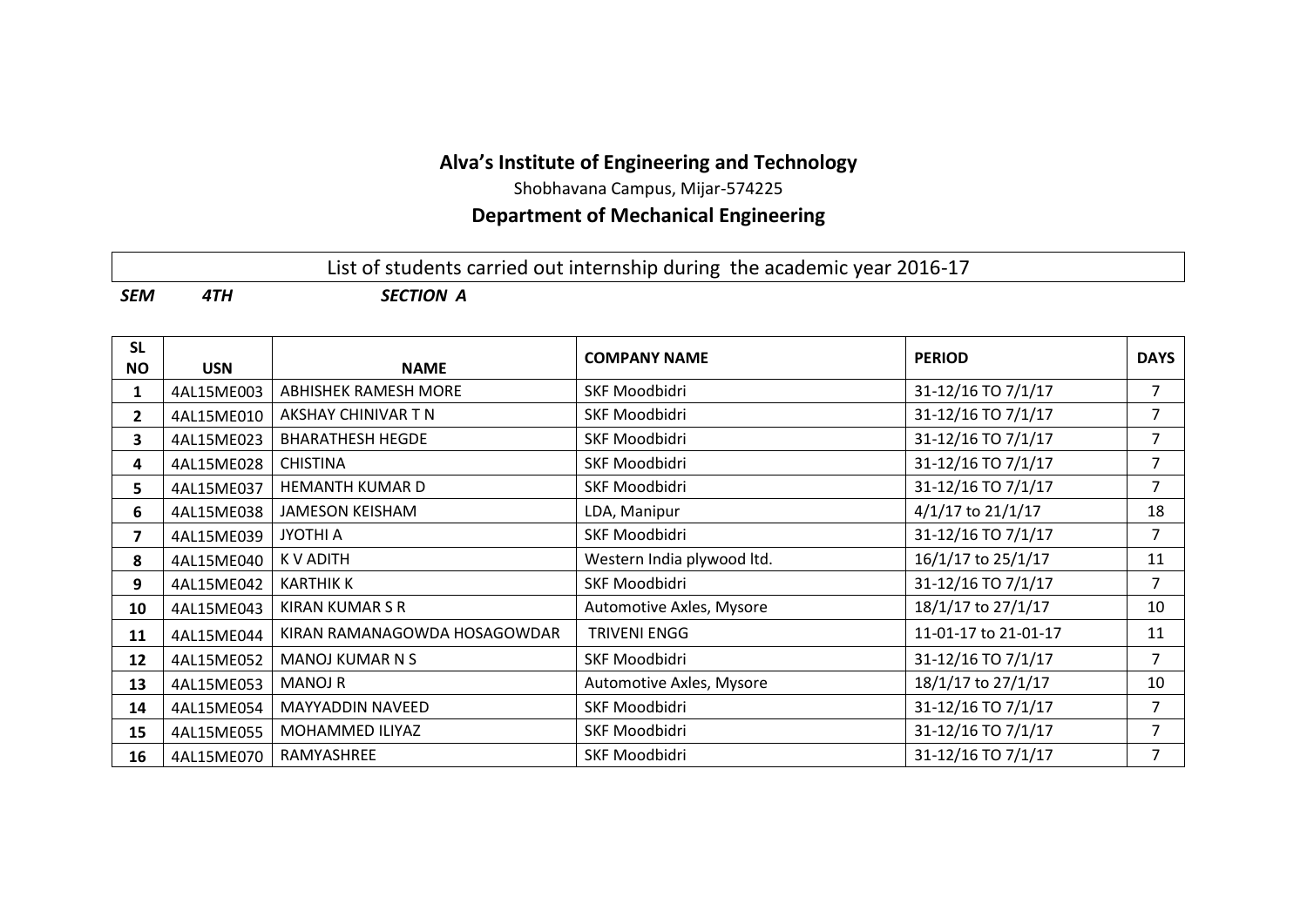# Alva's Institute of Engineering and Technology

Shobhavana Campus, Mijar-574225

## Department of Mechanical Engineering

List of students carried out internship during the academic year 2016-17

***SEM*** ***4TH*** ***SECTION A***

| SL NO | USN | NAME | COMPANY NAME | PERIOD | DAYS |
|---|---|---|---|---|---|
| 1 | 4AL15ME003 | ABHISHEK RAMESH MORE | SKF Moodbidri | 31-12/16 TO 7/1/17 | 7 |
| 2 | 4AL15ME010 | AKSHAY CHINIVAR T N | SKF Moodbidri | 31-12/16 TO 7/1/17 | 7 |
| 3 | 4AL15ME023 | BHARATHESH HEGDE | SKF Moodbidri | 31-12/16 TO 7/1/17 | 7 |
| 4 | 4AL15ME028 | CHISTINA | SKF Moodbidri | 31-12/16 TO 7/1/17 | 7 |
| 5 | 4AL15ME037 | HEMANTH KUMAR D | SKF Moodbidri | 31-12/16 TO 7/1/17 | 7 |
| 6 | 4AL15ME038 | JAMESON KEISHAM | LDA, Manipur | 4/1/17 to 21/1/17 | 18 |
| 7 | 4AL15ME039 | JYOTHI A | SKF Moodbidri | 31-12/16 TO 7/1/17 | 7 |
| 8 | 4AL15ME040 | K V ADITH | Western India plywood ltd. | 16/1/17 to 25/1/17 | 11 |
| 9 | 4AL15ME042 | KARTHIK K | SKF Moodbidri | 31-12/16 TO 7/1/17 | 7 |
| 10 | 4AL15ME043 | KIRAN KUMAR S R | Automotive Axles, Mysore | 18/1/17 to 27/1/17 | 10 |
| 11 | 4AL15ME044 | KIRAN RAMANAGOWDA HOSAGOWDAR | TRIVENI ENGG | 11-01-17 to 21-01-17 | 11 |
| 12 | 4AL15ME052 | MANOJ KUMAR N S | SKF Moodbidri | 31-12/16 TO 7/1/17 | 7 |
| 13 | 4AL15ME053 | MANOJ R | Automotive Axles, Mysore | 18/1/17 to 27/1/17 | 10 |
| 14 | 4AL15ME054 | MAYYADDIN NAVEED | SKF Moodbidri | 31-12/16 TO 7/1/17 | 7 |
| 15 | 4AL15ME055 | MOHAMMED ILIYAZ | SKF Moodbidri | 31-12/16 TO 7/1/17 | 7 |
| 16 | 4AL15ME070 | RAMYASHREE | SKF Moodbidri | 31-12/16 TO 7/1/17 | 7 |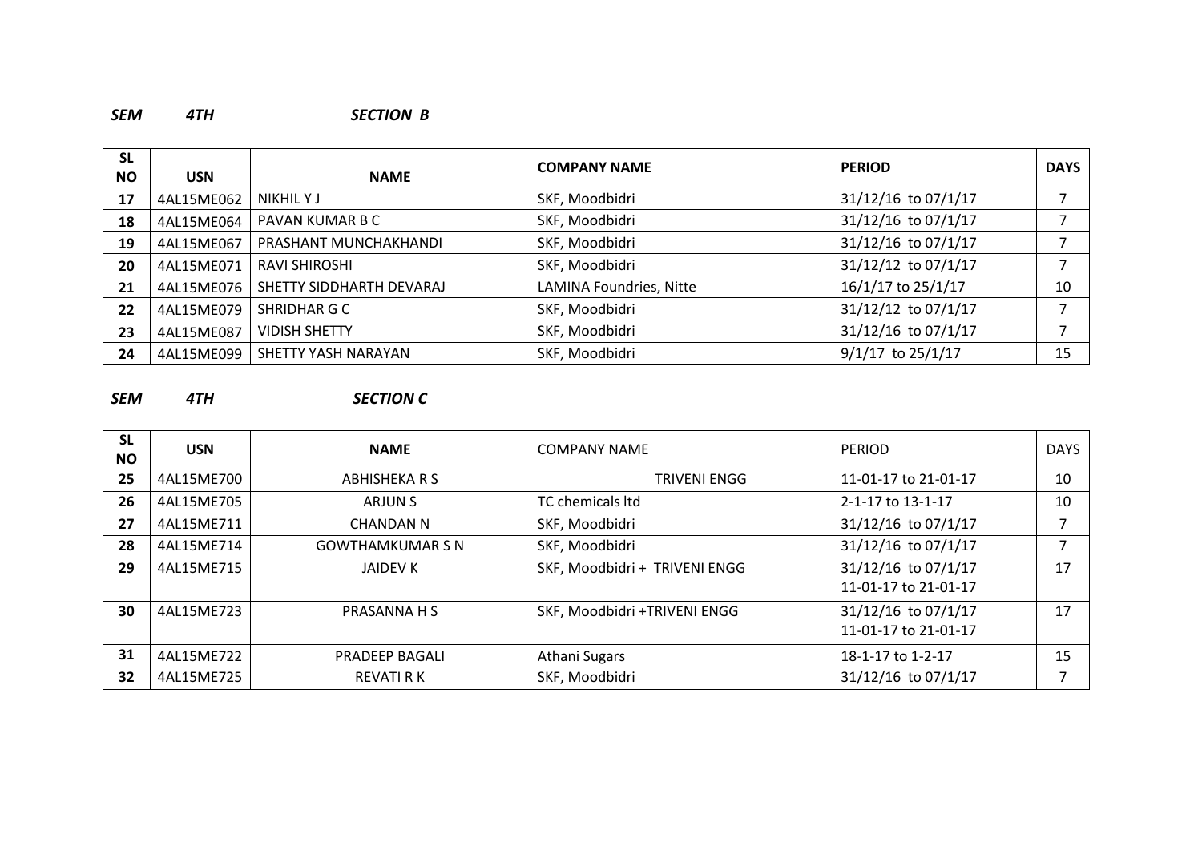***SEM 4TH SECTION B***

| SL NO | USN | NAME | COMPANY NAME | PERIOD | DAYS |
|---|---|---|---|---|---|
| 17 | 4AL15ME062 | NIKHIL Y J | SKF, Moodbidri | 31/12/16 to 07/1/17 | 7 |
| 18 | 4AL15ME064 | PAVAN KUMAR B C | SKF, Moodbidri | 31/12/16 to 07/1/17 | 7 |
| 19 | 4AL15ME067 | PRASHANT MUNCHAKHANDI | SKF, Moodbidri | 31/12/16 to 07/1/17 | 7 |
| 20 | 4AL15ME071 | RAVI SHIROSHI | SKF, Moodbidri | 31/12/12 to 07/1/17 | 7 |
| 21 | 4AL15ME076 | SHETTY SIDDHARTH DEVARAJ | LAMINA Foundries, Nitte | 16/1/17 to 25/1/17 | 10 |
| 22 | 4AL15ME079 | SHRIDHAR G C | SKF, Moodbidri | 31/12/12 to 07/1/17 | 7 |
| 23 | 4AL15ME087 | VIDISH SHETTY | SKF, Moodbidri | 31/12/16 to 07/1/17 | 7 |
| 24 | 4AL15ME099 | SHETTY YASH NARAYAN | SKF, Moodbidri | 9/1/17 to 25/1/17 | 15 |

***SEM 4TH SECTION C***

| SL NO | USN | NAME | COMPANY NAME | PERIOD | DAYS |
|---|---|---|---|---|---|
| 25 | 4AL15ME700 | ABHISHEKA R S | TRIVENI ENGG | 11-01-17 to 21-01-17 | 10 |
| 26 | 4AL15ME705 | ARJUN S | TC chemicals ltd | 2-1-17 to 13-1-17 | 10 |
| 27 | 4AL15ME711 | CHANDAN N | SKF, Moodbidri | 31/12/16 to 07/1/17 | 7 |
| 28 | 4AL15ME714 | GOWTHAMKUMAR S N | SKF, Moodbidri | 31/12/16 to 07/1/17 | 7 |
| 29 | 4AL15ME715 | JAIDEV K | SKF, Moodbidri + TRIVENI ENGG | 31/12/16 to 07/1/17<br>11-01-17 to 21-01-17 | 17 |
| 30 | 4AL15ME723 | PRASANNA H S | SKF, Moodbidri +TRIVENI ENGG | 31/12/16 to 07/1/17<br>11-01-17 to 21-01-17 | 17 |
| 31 | 4AL15ME722 | PRADEEP BAGALI | Athani Sugars | 18-1-17 to 1-2-17 | 15 |
| 32 | 4AL15ME725 | REVATI R K | SKF, Moodbidri | 31/12/16 to 07/1/17 | 7 |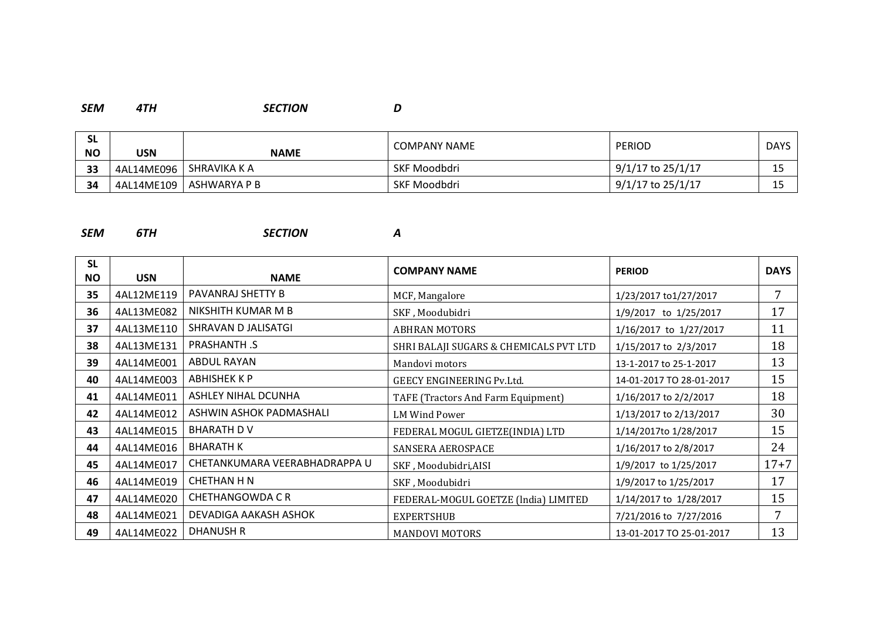***SEM 4TH SECTION D***

| SL NO | USN | NAME | COMPANY NAME | PERIOD | DAYS |
|---|---|---|---|---|---|
| 33 | 4AL14ME096 | SHRAVIKA K A | SKF Moodbdri | 9/1/17 to 25/1/17 | 15 |
| 34 | 4AL14ME109 | ASHWARYA P B | SKF Moodbdri | 9/1/17 to 25/1/17 | 15 |

***SEM 6TH SECTION A***

| SL NO | USN | NAME | COMPANY NAME | PERIOD | DAYS |
|---|---|---|---|---|---|
| 35 | 4AL12ME119 | PAVANRAJ SHETTY B | MCF, Mangalore | 1/23/2017 to1/27/2017 | 7 |
| 36 | 4AL13ME082 | NIKSHITH KUMAR M B | SKF , Moodubidri | 1/9/2017 to 1/25/2017 | 17 |
| 37 | 4AL13ME110 | SHRAVAN D JALISATGI | ABHRAN MOTORS | 1/16/2017 to 1/27/2017 | 11 |
| 38 | 4AL13ME131 | PRASHANTH .S | SHRI BALAJI SUGARS & CHEMICALS PVT LTD | 1/15/2017 to 2/3/2017 | 18 |
| 39 | 4AL14ME001 | ABDUL RAYAN | Mandovi motors | 13-1-2017 to 25-1-2017 | 13 |
| 40 | 4AL14ME003 | ABHISHEK K P | GEECY ENGINEERING Pv.Ltd. | 14-01-2017 TO 28-01-2017 | 15 |
| 41 | 4AL14ME011 | ASHLEY NIHAL DCUNHA | TAFE (Tractors And Farm Equipment) | 1/16/2017 to 2/2/2017 | 18 |
| 42 | 4AL14ME012 | ASHWIN ASHOK PADMASHALI | LM Wind Power | 1/13/2017 to 2/13/2017 | 30 |
| 43 | 4AL14ME015 | BHARATH D V | FEDERAL MOGUL GIETZE(INDIA) LTD | 1/14/2017to 1/28/2017 | 15 |
| 44 | 4AL14ME016 | BHARATH K | SANSERA AEROSPACE | 1/16/2017 to 2/8/2017 | 24 |
| 45 | 4AL14ME017 | CHETANKUMARA VEERABHADRAPPA U | SKF , Moodubidri,AISI | 1/9/2017 to 1/25/2017 | 17+7 |
| 46 | 4AL14ME019 | CHETHAN H N | SKF , Moodubidri | 1/9/2017 to 1/25/2017 | 17 |
| 47 | 4AL14ME020 | CHETHANGOWDA C R | FEDERAL-MOGUL GOETZE (lndia) LIMITED | 1/14/2017 to 1/28/2017 | 15 |
| 48 | 4AL14ME021 | DEVADIGA AAKASH ASHOK | EXPERTSHUB | 7/21/2016 to 7/27/2016 | 7 |
| 49 | 4AL14ME022 | DHANUSH R | MANDOVI MOTORS | 13-01-2017 TO 25-01-2017 | 13 |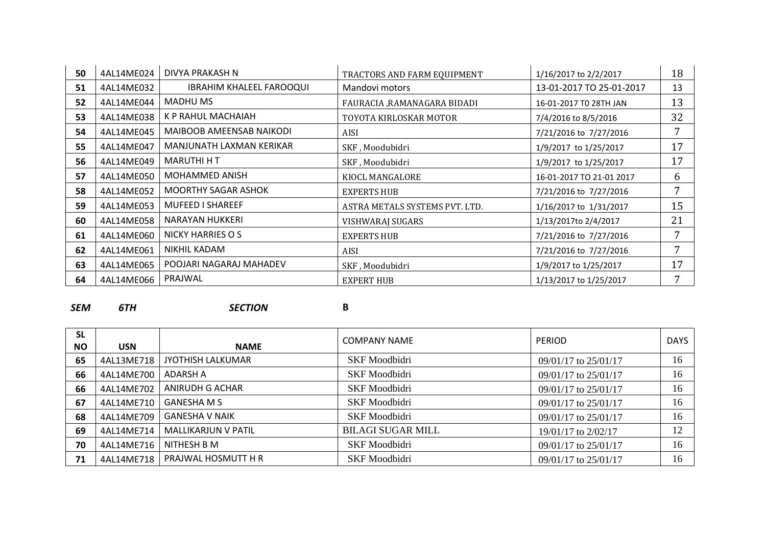| 50 | 4AL14ME024 | DIVYA PRAKASH N | TRACTORS AND FARM EQUIPMENT | 1/16/2017 to 2/2/2017 | 18 |
|---|---|---|---|---|---|
| 51 | 4AL14ME032 | IBRAHIM KHALEEL FAROOQUI | Mandovi motors | 13-01-2017 TO 25-01-2017 | 13 |
| 52 | 4AL14ME044 | MADHU MS | FAURACIA ,RAMANAGARA BIDADI | 16-01-2017 T0 28TH JAN | 13 |
| 53 | 4AL14ME038 | K P RAHUL MACHAIAH | TOYOTA KIRLOSKAR MOTOR | 7/4/2016 to 8/5/2016 | 32 |
| 54 | 4AL14ME045 | MAIBOOB AMEENSAB NAIKODI | AISI | 7/21/2016 to 7/27/2016 | 7 |
| 55 | 4AL14ME047 | MANJUNATH LAXMAN KERIKAR | SKF , Moodubidri | 1/9/2017 to 1/25/2017 | 17 |
| 56 | 4AL14ME049 | MARUTHI H T | SKF , Moodubidri | 1/9/2017 to 1/25/2017 | 17 |
| 57 | 4AL14ME050 | MOHAMMED ANISH | KIOCL MANGALORE | 16-01-2017 TO 21-01 2017 | 6 |
| 58 | 4AL14ME052 | MOORTHY SAGAR ASHOK | EXPERTS HUB | 7/21/2016 to 7/27/2016 | 7 |
| 59 | 4AL14ME053 | MUFEED I SHAREEF | ASTRA METALS SYSTEMS PVT. LTD. | 1/16/2017 to 1/31/2017 | 15 |
| 60 | 4AL14ME058 | NARAYAN HUKKERI | VISHWARAJ SUGARS | 1/13/2017to 2/4/2017 | 21 |
| 61 | 4AL14ME060 | NICKY HARRIES O S | EXPERTS HUB | 7/21/2016 to 7/27/2016 | 7 |
| 62 | 4AL14ME061 | NIKHIL KADAM | AISI | 7/21/2016 to 7/27/2016 | 7 |
| 63 | 4AL14ME065 | POOJARI NAGARAJ MAHADEV | SKF , Moodubidri | 1/9/2017 to 1/25/2017 | 17 |
| 64 | 4AL14ME066 | PRAJWAL | EXPERT HUB | 1/13/2017 to 1/25/2017 | 7 |

***SEM*** ***6TH*** ***SECTION*** **B**

| SL NO | USN | NAME | COMPANY NAME | PERIOD | DAYS |
|---|---|---|---|---|---|
| 65 | 4AL13ME718 | JYOTHISH LALKUMAR | SKF Moodbidri | 09/01/17 to 25/01/17 | 16 |
| 66 | 4AL14ME700 | ADARSH A | SKF Moodbidri | 09/01/17 to 25/01/17 | 16 |
| 66 | 4AL14ME702 | ANIRUDH G ACHAR | SKF Moodbidri | 09/01/17 to 25/01/17 | 16 |
| 67 | 4AL14ME710 | GANESHA M S | SKF Moodbidri | 09/01/17 to 25/01/17 | 16 |
| 68 | 4AL14ME709 | GANESHA V NAIK | SKF Moodbidri | 09/01/17 to 25/01/17 | 16 |
| 69 | 4AL14ME714 | MALLIKARJUN V PATIL | BILAGI SUGAR MILL | 19/01/17 to 2/02/17 | 12 |
| 70 | 4AL14ME716 | NITHESH B M | SKF Moodbidri | 09/01/17 to 25/01/17 | 16 |
| 71 | 4AL14ME718 | PRAJWAL HOSMUTT H R | SKF Moodbidri | 09/01/17 to 25/01/17 | 16 |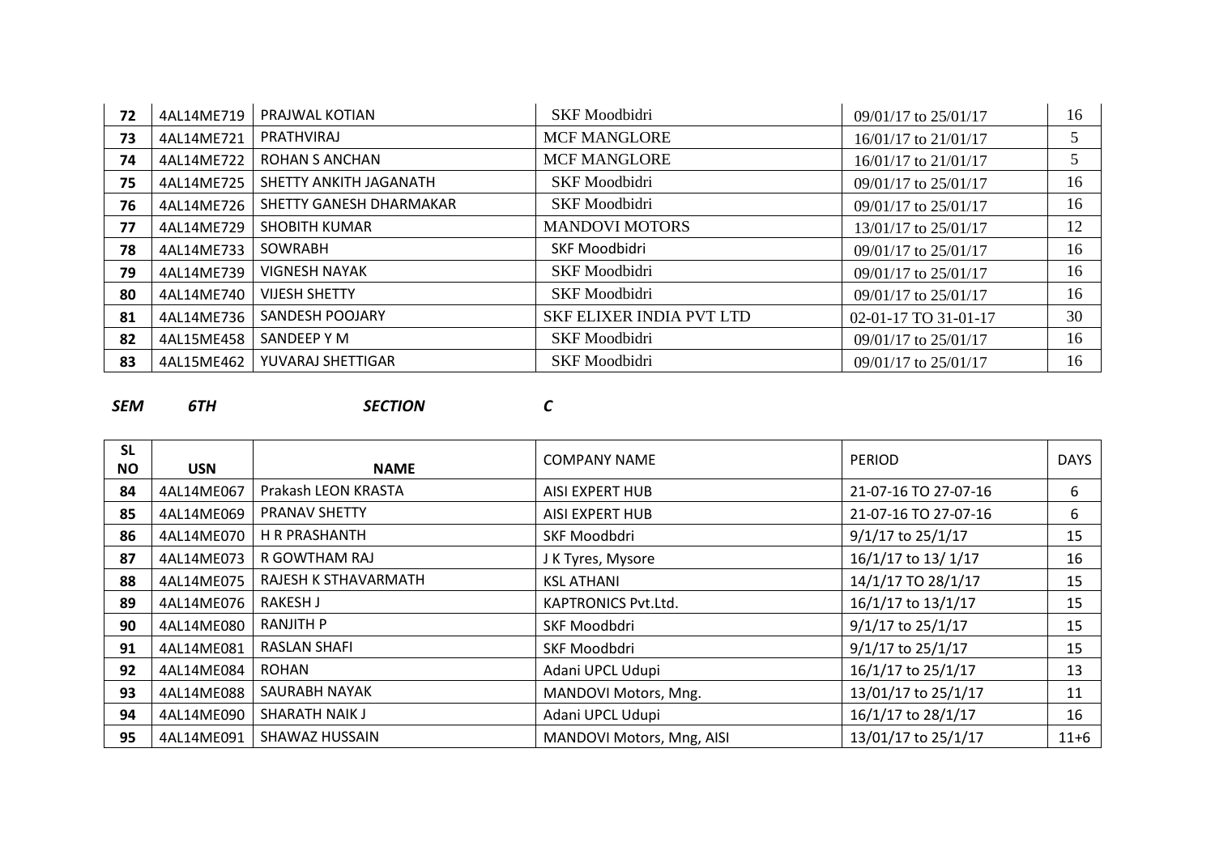| 72 | 4AL14ME719 | PRAJWAL KOTIAN | SKF Moodbidri | 09/01/17 to 25/01/17 | 16 |
|---|---|---|---|---|---|
| 73 | 4AL14ME721 | PRATHVIRAJ | MCF MANGLORE | 16/01/17 to 21/01/17 | 5 |
| 74 | 4AL14ME722 | ROHAN S ANCHAN | MCF MANGLORE | 16/01/17 to 21/01/17 | 5 |
| 75 | 4AL14ME725 | SHETTY ANKITH JAGANATH | SKF Moodbidri | 09/01/17 to 25/01/17 | 16 |
| 76 | 4AL14ME726 | SHETTY GANESH DHARMAKAR | SKF Moodbidri | 09/01/17 to 25/01/17 | 16 |
| 77 | 4AL14ME729 | SHOBITH KUMAR | MANDOVI MOTORS | 13/01/17 to 25/01/17 | 12 |
| 78 | 4AL14ME733 | SOWRABH | SKF Moodbidri | 09/01/17 to 25/01/17 | 16 |
| 79 | 4AL14ME739 | VIGNESH NAYAK | SKF Moodbidri | 09/01/17 to 25/01/17 | 16 |
| 80 | 4AL14ME740 | VIJESH SHETTY | SKF Moodbidri | 09/01/17 to 25/01/17 | 16 |
| 81 | 4AL14ME736 | SANDESH POOJARY | SKF ELIXER INDIA PVT LTD | 02-01-17 TO 31-01-17 | 30 |
| 82 | 4AL15ME458 | SANDEEP Y M | SKF Moodbidri | 09/01/17 to 25/01/17 | 16 |
| 83 | 4AL15ME462 | YUVARAJ SHETTIGAR | SKF Moodbidri | 09/01/17 to 25/01/17 | 16 |

***SEM*** ***6TH*** ***SECTION*** ***C***

| SL NO | USN | NAME | COMPANY NAME | PERIOD | DAYS |
|---|---|---|---|---|---|
| 84 | 4AL14ME067 | Prakash LEON KRASTA | AISI EXPERT HUB | 21-07-16 TO 27-07-16 | 6 |
| 85 | 4AL14ME069 | PRANAV SHETTY | AISI EXPERT HUB | 21-07-16 TO 27-07-16 | 6 |
| 86 | 4AL14ME070 | H R PRASHANTH | SKF Moodbdri | 9/1/17 to 25/1/17 | 15 |
| 87 | 4AL14ME073 | R GOWTHAM RAJ | J K Tyres, Mysore | 16/1/17 to 13/ 1/17 | 16 |
| 88 | 4AL14ME075 | RAJESH K STHAVARMATH | KSL ATHANI | 14/1/17 TO 28/1/17 | 15 |
| 89 | 4AL14ME076 | RAKESH J | KAPTRONICS Pvt.Ltd. | 16/1/17 to 13/1/17 | 15 |
| 90 | 4AL14ME080 | RANJITH P | SKF Moodbdri | 9/1/17 to 25/1/17 | 15 |
| 91 | 4AL14ME081 | RASLAN SHAFI | SKF Moodbdri | 9/1/17 to 25/1/17 | 15 |
| 92 | 4AL14ME084 | ROHAN | Adani UPCL Udupi | 16/1/17 to 25/1/17 | 13 |
| 93 | 4AL14ME088 | SAURABH NAYAK | MANDOVI Motors, Mng. | 13/01/17 to 25/1/17 | 11 |
| 94 | 4AL14ME090 | SHARATH NAIK J | Adani UPCL Udupi | 16/1/17 to 28/1/17 | 16 |
| 95 | 4AL14ME091 | SHAWAZ HUSSAIN | MANDOVI Motors, Mng, AISI | 13/01/17 to 25/1/17 | 11+6 |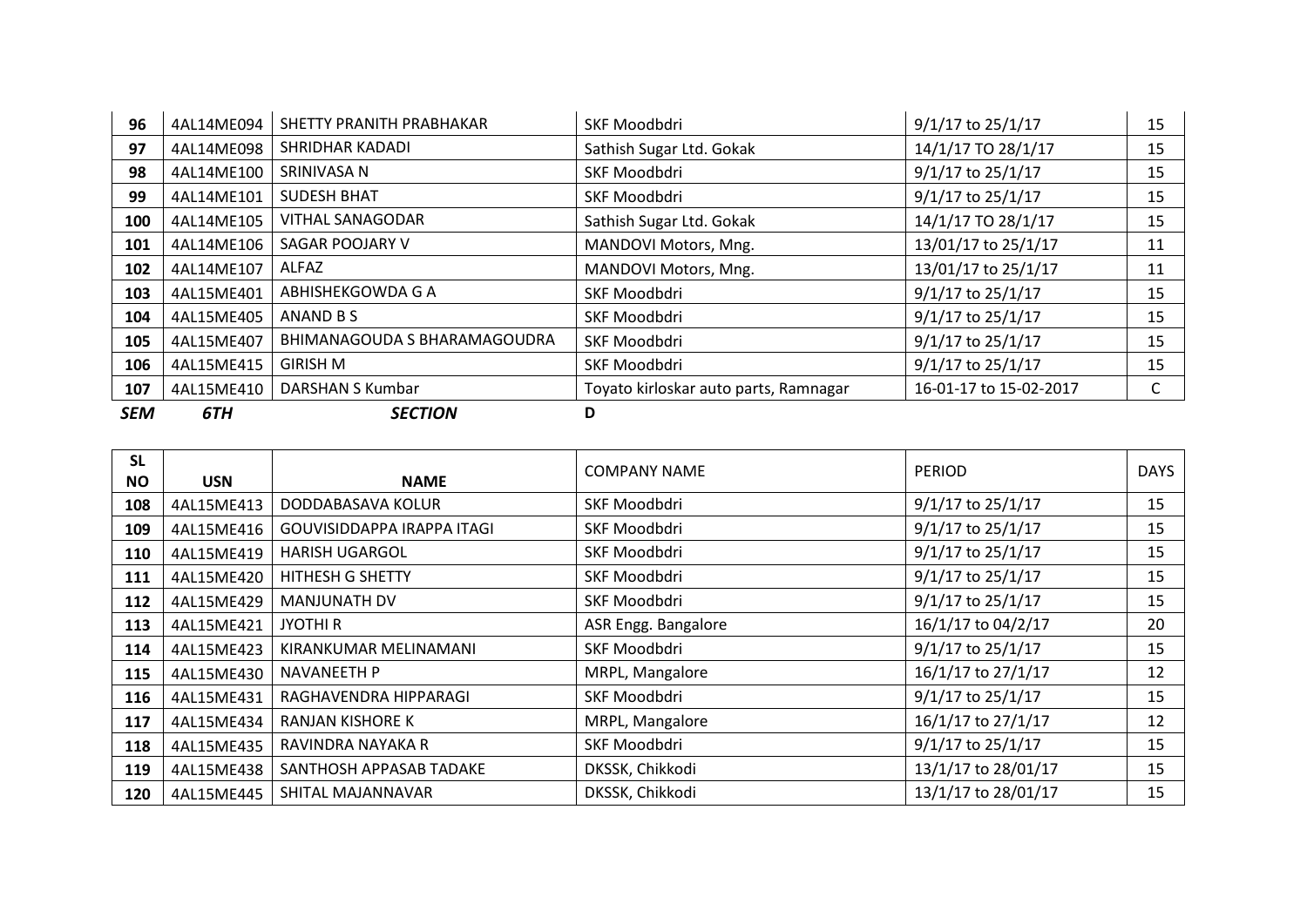| 96 | 4AL14ME094 | SHETTY PRANITH PRABHAKAR | SKF Moodbdri | 9/1/17 to 25/1/17 | 15 |
|---|---|---|---|---|---|
| 97 | 4AL14ME098 | SHRIDHAR KADADI | Sathish Sugar Ltd. Gokak | 14/1/17 TO 28/1/17 | 15 |
| 98 | 4AL14ME100 | SRINIVASA N | SKF Moodbdri | 9/1/17 to 25/1/17 | 15 |
| 99 | 4AL14ME101 | SUDESH BHAT | SKF Moodbdri | 9/1/17 to 25/1/17 | 15 |
| 100 | 4AL14ME105 | VITHAL SANAGODAR | Sathish Sugar Ltd. Gokak | 14/1/17 TO 28/1/17 | 15 |
| 101 | 4AL14ME106 | SAGAR POOJARY V | MANDOVI Motors, Mng. | 13/01/17 to 25/1/17 | 11 |
| 102 | 4AL14ME107 | ALFAZ | MANDOVI Motors, Mng. | 13/01/17 to 25/1/17 | 11 |
| 103 | 4AL15ME401 | ABHISHEKGOWDA G A | SKF Moodbdri | 9/1/17 to 25/1/17 | 15 |
| 104 | 4AL15ME405 | ANAND B S | SKF Moodbdri | 9/1/17 to 25/1/17 | 15 |
| 105 | 4AL15ME407 | BHIMANAGOUDA S BHARAMAGOUDRA | SKF Moodbdri | 9/1/17 to 25/1/17 | 15 |
| 106 | 4AL15ME415 | GIRISH M | SKF Moodbdri | 9/1/17 to 25/1/17 | 15 |
| 107 | 4AL15ME410 | DARSHAN S Kumbar | Toyato kirloskar auto parts, Ramnagar | 16-01-17 to 15-02-2017 | C |

***SEM*** ***6TH*** ***SECTION*** **D**

| SL NO | USN | NAME | COMPANY NAME | PERIOD | DAYS |
|---|---|---|---|---|---|
| 108 | 4AL15ME413 | DODDABASAVA KOLUR | SKF Moodbdri | 9/1/17 to 25/1/17 | 15 |
| 109 | 4AL15ME416 | GOUVISIDDAPPA IRAPPA ITAGI | SKF Moodbdri | 9/1/17 to 25/1/17 | 15 |
| 110 | 4AL15ME419 | HARISH UGARGOL | SKF Moodbdri | 9/1/17 to 25/1/17 | 15 |
| 111 | 4AL15ME420 | HITHESH G SHETTY | SKF Moodbdri | 9/1/17 to 25/1/17 | 15 |
| 112 | 4AL15ME429 | MANJUNATH DV | SKF Moodbdri | 9/1/17 to 25/1/17 | 15 |
| 113 | 4AL15ME421 | JYOTHI R | ASR Engg. Bangalore | 16/1/17 to 04/2/17 | 20 |
| 114 | 4AL15ME423 | KIRANKUMAR MELINAMANI | SKF Moodbdri | 9/1/17 to 25/1/17 | 15 |
| 115 | 4AL15ME430 | NAVANEETH P | MRPL, Mangalore | 16/1/17 to 27/1/17 | 12 |
| 116 | 4AL15ME431 | RAGHAVENDRA HIPPARAGI | SKF Moodbdri | 9/1/17 to 25/1/17 | 15 |
| 117 | 4AL15ME434 | RANJAN KISHORE K | MRPL, Mangalore | 16/1/17 to 27/1/17 | 12 |
| 118 | 4AL15ME435 | RAVINDRA NAYAKA R | SKF Moodbdri | 9/1/17 to 25/1/17 | 15 |
| 119 | 4AL15ME438 | SANTHOSH APPASAB TADAKE | DKSSK, Chikkodi | 13/1/17 to 28/01/17 | 15 |
| 120 | 4AL15ME445 | SHITAL MAJANNAVAR | DKSSK, Chikkodi | 13/1/17 to 28/01/17 | 15 |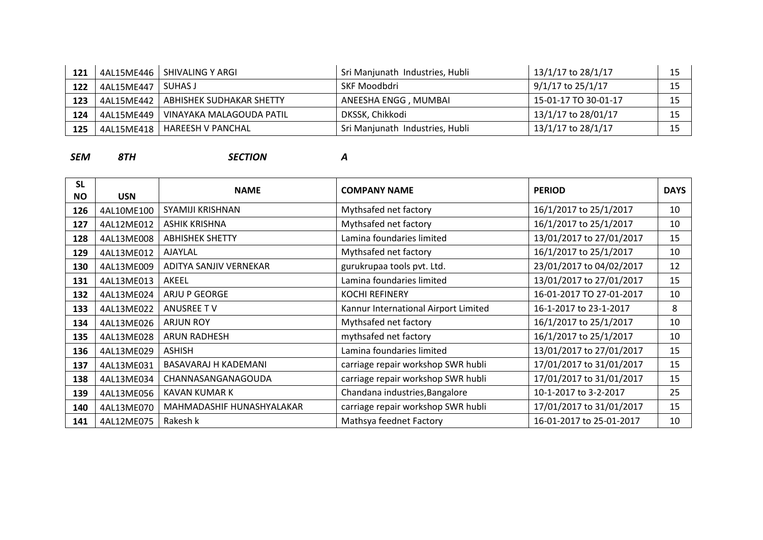| | | | | | |
|---|---|---|---|---|---|
| 121 | 4AL15ME446 | SHIVALING Y ARGI | Sri Manjunath Industries, Hubli | 13/1/17 to 28/1/17 | 15 |
| 122 | 4AL15ME447 | SUHAS J | SKF Moodbdri | 9/1/17 to 25/1/17 | 15 |
| 123 | 4AL15ME442 | ABHISHEK SUDHAKAR SHETTY | ANEESHA ENGG , MUMBAI | 15-01-17 TO 30-01-17 | 15 |
| 124 | 4AL15ME449 | VINAYAKA MALAGOUDA PATIL | DKSSK, Chikkodi | 13/1/17 to 28/01/17 | 15 |
| 125 | 4AL15ME418 | HAREESH V PANCHAL | Sri Manjunath Industries, Hubli | 13/1/17 to 28/1/17 | 15 |

***SEM 8TH SECTION A***

| SL NO | USN | NAME | COMPANY NAME | PERIOD | DAYS |
|---|---|---|---|---|---|
| 126 | 4AL10ME100 | SYAMIJI KRISHNAN | Mythsafed net factory | 16/1/2017 to 25/1/2017 | 10 |
| 127 | 4AL12ME012 | ASHIK KRISHNA | Mythsafed net factory | 16/1/2017 to 25/1/2017 | 10 |
| 128 | 4AL13ME008 | ABHISHEK SHETTY | Lamina foundaries limited | 13/01/2017 to 27/01/2017 | 15 |
| 129 | 4AL13ME012 | AJAYLAL | Mythsafed net factory | 16/1/2017 to 25/1/2017 | 10 |
| 130 | 4AL13ME009 | ADITYA SANJIV VERNEKAR | gurukrupaa tools pvt. Ltd. | 23/01/2017 to 04/02/2017 | 12 |
| 131 | 4AL13ME013 | AKEEL | Lamina foundaries limited | 13/01/2017 to 27/01/2017 | 15 |
| 132 | 4AL13ME024 | ARJU P GEORGE | KOCHI REFINERY | 16-01-2017 TO 27-01-2017 | 10 |
| 133 | 4AL13ME022 | ANUSREE T V | Kannur International Airport Limited | 16-1-2017 to 23-1-2017 | 8 |
| 134 | 4AL13ME026 | ARJUN ROY | Mythsafed net factory | 16/1/2017 to 25/1/2017 | 10 |
| 135 | 4AL13ME028 | ARUN RADHESH | mythsafed net factory | 16/1/2017 to 25/1/2017 | 10 |
| 136 | 4AL13ME029 | ASHISH | Lamina foundaries limited | 13/01/2017 to 27/01/2017 | 15 |
| 137 | 4AL13ME031 | BASAVARAJ H KADEMANI | carriage repair workshop SWR hubli | 17/01/2017 to 31/01/2017 | 15 |
| 138 | 4AL13ME034 | CHANNASANGANAGOUDA | carriage repair workshop SWR hubli | 17/01/2017 to 31/01/2017 | 15 |
| 139 | 4AL13ME056 | KAVAN KUMAR K | Chandana industries,Bangalore | 10-1-2017 to 3-2-2017 | 25 |
| 140 | 4AL13ME070 | MAHMADASHIF HUNASHYALAKAR | carriage repair workshop SWR hubli | 17/01/2017 to 31/01/2017 | 15 |
| 141 | 4AL12ME075 | Rakesh k | Mathsya feednet Factory | 16-01-2017 to 25-01-2017 | 10 |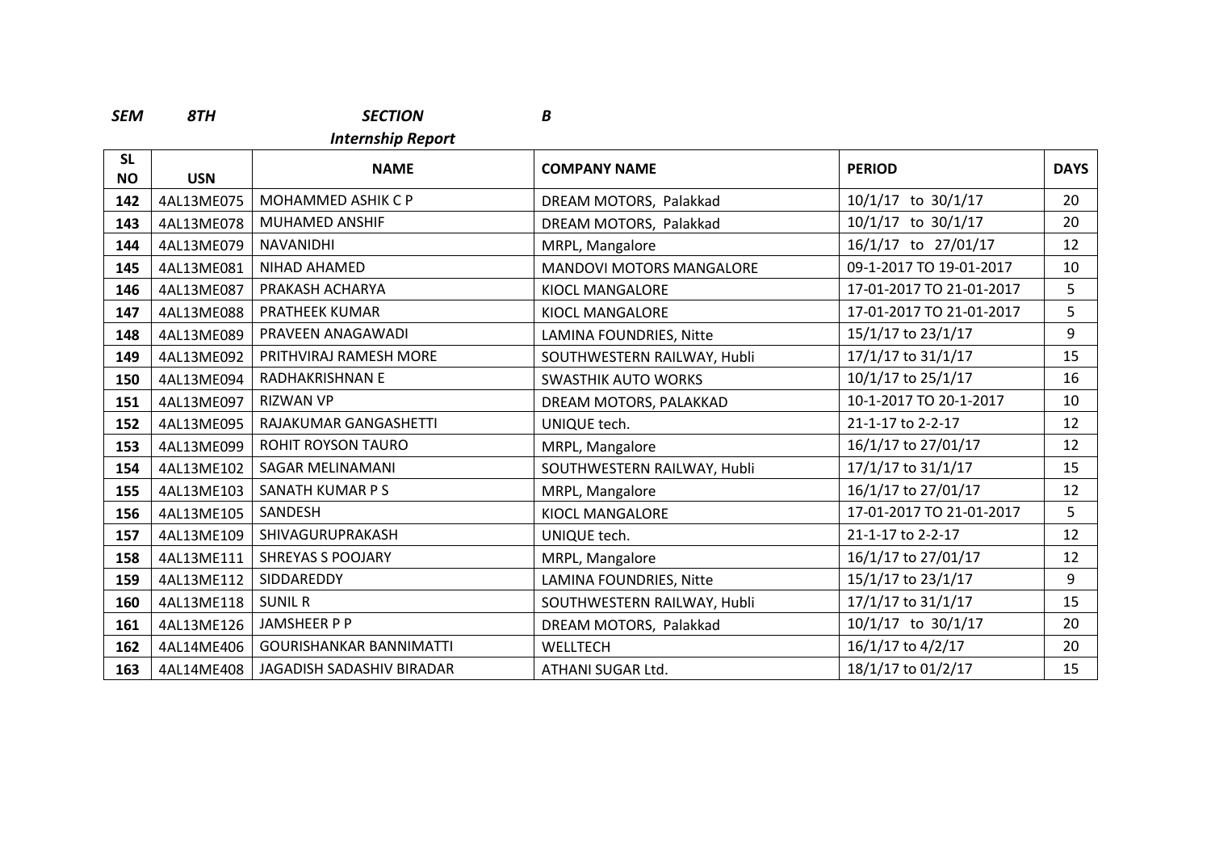***SEM 8TH SECTION B***

***Internship Report***

| SL NO | USN | NAME | COMPANY NAME | PERIOD | DAYS |
|---|---|---|---|---|---|
| **142** | 4AL13ME075 | MOHAMMED ASHIK C P | DREAM MOTORS, Palakkad | 10/1/17 to 30/1/17 | 20 |
| **143** | 4AL13ME078 | MUHAMED ANSHIF | DREAM MOTORS, Palakkad | 10/1/17 to 30/1/17 | 20 |
| **144** | 4AL13ME079 | NAVANIDHI | MRPL, Mangalore | 16/1/17 to 27/01/17 | 12 |
| **145** | 4AL13ME081 | NIHAD AHAMED | MANDOVI MOTORS MANGALORE | 09-1-2017 TO 19-01-2017 | 10 |
| **146** | 4AL13ME087 | PRAKASH ACHARYA | KIOCL MANGALORE | 17-01-2017 TO 21-01-2017 | 5 |
| **147** | 4AL13ME088 | PRATHEEK KUMAR | KIOCL MANGALORE | 17-01-2017 TO 21-01-2017 | 5 |
| **148** | 4AL13ME089 | PRAVEEN ANAGAWADI | LAMINA FOUNDRIES, Nitte | 15/1/17 to 23/1/17 | 9 |
| **149** | 4AL13ME092 | PRITHVIRAJ RAMESH MORE | SOUTHWESTERN RAILWAY, Hubli | 17/1/17 to 31/1/17 | 15 |
| **150** | 4AL13ME094 | RADHAKRISHNAN E | SWASTHIK AUTO WORKS | 10/1/17 to 25/1/17 | 16 |
| **151** | 4AL13ME097 | RIZWAN VP | DREAM MOTORS, PALAKKAD | 10-1-2017 TO 20-1-2017 | 10 |
| **152** | 4AL13ME095 | RAJAKUMAR GANGASHETTI | UNIQUE tech. | 21-1-17 to 2-2-17 | 12 |
| **153** | 4AL13ME099 | ROHIT ROYSON TAURO | MRPL, Mangalore | 16/1/17 to 27/01/17 | 12 |
| **154** | 4AL13ME102 | SAGAR MELINAMANI | SOUTHWESTERN RAILWAY, Hubli | 17/1/17 to 31/1/17 | 15 |
| **155** | 4AL13ME103 | SANATH KUMAR P S | MRPL, Mangalore | 16/1/17 to 27/01/17 | 12 |
| **156** | 4AL13ME105 | SANDESH | KIOCL MANGALORE | 17-01-2017 TO 21-01-2017 | 5 |
| **157** | 4AL13ME109 | SHIVAGURUPRAKASH | UNIQUE tech. | 21-1-17 to 2-2-17 | 12 |
| **158** | 4AL13ME111 | SHREYAS S POOJARY | MRPL, Mangalore | 16/1/17 to 27/01/17 | 12 |
| **159** | 4AL13ME112 | SIDDAREDDY | LAMINA FOUNDRIES, Nitte | 15/1/17 to 23/1/17 | 9 |
| **160** | 4AL13ME118 | SUNIL R | SOUTHWESTERN RAILWAY, Hubli | 17/1/17 to 31/1/17 | 15 |
| **161** | 4AL13ME126 | JAMSHEER P P | DREAM MOTORS, Palakkad | 10/1/17 to 30/1/17 | 20 |
| **162** | 4AL14ME406 | GOURISHANKAR BANNIMATTI | WELLTECH | 16/1/17 to 4/2/17 | 20 |
| **163** | 4AL14ME408 | JAGADISH SADASHIV BIRADAR | ATHANI SUGAR Ltd. | 18/1/17 to 01/2/17 | 15 |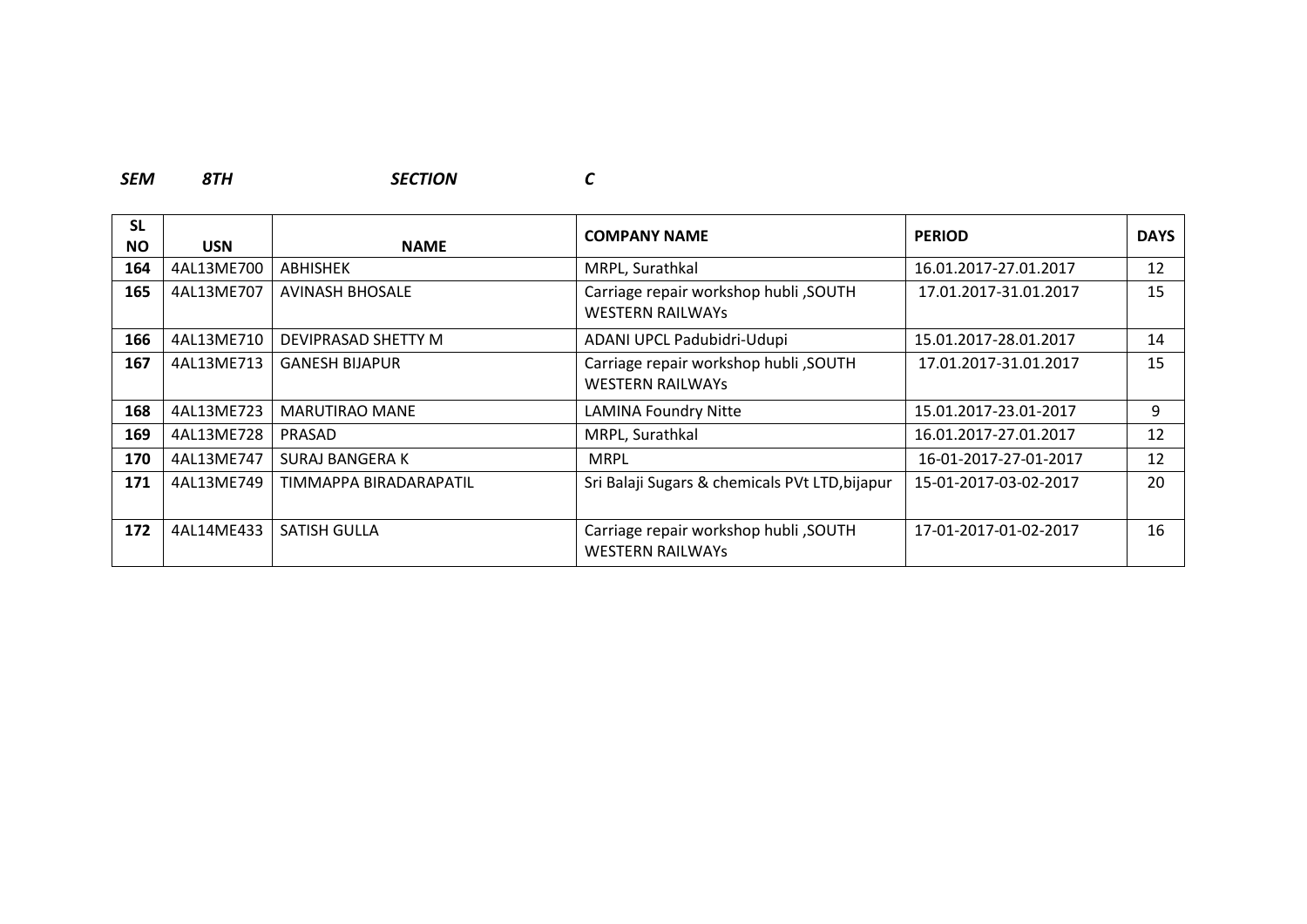***SEM 8TH SECTION C***

| SL NO | USN | NAME | COMPANY NAME | PERIOD | DAYS |
|---|---|---|---|---|---|
| **164** | 4AL13ME700 | ABHISHEK | MRPL, Surathkal | 16.01.2017-27.01.2017 | 12 |
| **165** | 4AL13ME707 | AVINASH BHOSALE | Carriage repair workshop hubli ,SOUTH WESTERN RAILWAYs | 17.01.2017-31.01.2017 | 15 |
| **166** | 4AL13ME710 | DEVIPRASAD SHETTY M | ADANI UPCL Padubidri-Udupi | 15.01.2017-28.01.2017 | 14 |
| **167** | 4AL13ME713 | GANESH BIJAPUR | Carriage repair workshop hubli ,SOUTH WESTERN RAILWAYs | 17.01.2017-31.01.2017 | 15 |
| **168** | 4AL13ME723 | MARUTIRAO MANE | LAMINA Foundry Nitte | 15.01.2017-23.01-2017 | 9 |
| **169** | 4AL13ME728 | PRASAD | MRPL, Surathkal | 16.01.2017-27.01.2017 | 12 |
| **170** | 4AL13ME747 | SURAJ BANGERA K | MRPL | 16-01-2017-27-01-2017 | 12 |
| **171** | 4AL13ME749 | TIMMAPPA BIRADARAPATIL | Sri Balaji Sugars & chemicals PVt LTD,bijapur | 15-01-2017-03-02-2017 | 20 |
| **172** | 4AL14ME433 | SATISH GULLA | Carriage repair workshop hubli ,SOUTH WESTERN RAILWAYs | 17-01-2017-01-02-2017 | 16 |